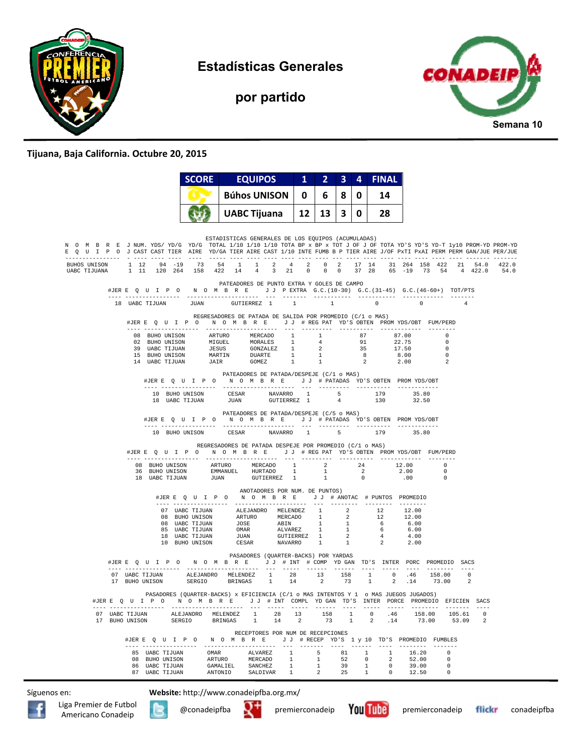# Estadísticas Generales

## por partido

**Semana 10**

**Tijuana, Baja California. Octubre 20, 2015**

| SCORE | EQUIPOS | 1 | 2 | 3 | 4 | FINAL |
|---|---|---|---|---|---|---|
| | Búhos UNISON | 0 | 6 | 8 | 0 | 14 |
| | UABC Tijuana | 12 | 13 | 3 | 0 | 28 |

### ESTADISTICAS GENERALES DE LOS EQUIPOS (ACUMULADAS)

| NOMBRE EQUIPO | J J | NUM. CAST | YDS/ CAST | YD/G TIER | YD/G AIRE | TOTAL YD/GA | 1/10 TIER | 1/10 AIRE | 1/10 CAST | TOTA 1/10 | BP x INTE | BP x FUMB | TOT B P | J OF TIER | J OF AIRE | TOTA J/OF | YD'S PxTI | YD'S PxAI | YD'S PERM | YD-T PERM | 1y10 PERM | PROM-YD GAN/JUE | PROM-YD PER/JUE |
|---|---|---|---|---|---|---|---|---|---|---|---|---|---|---|---|---|---|---|---|---|---|---|---|
| BUHOS UNISON | 1 | 12 | 94 | -19 | 73 | 54 | 1 | 1 | 2 | 4 | 2 | 0 | 2 | 17 | 14 | 31 | 264 | 158 | 422 | 21 | 54.0 | 422.0 | |
| UABC TIJUANA | 1 | 11 | 120 | 264 | 158 | 422 | 14 | 4 | 3 | 21 | 0 | 0 | 0 | 37 | 28 | 65 | -19 | 73 | 54 | 4 | 422.0 | 54.0 | |

### PATEADORES DE PUNTO EXTRA Y GOLES DE CAMPO

| #JER | EQUIPO | NOMBRE | | J J | P EXTRA | G.C.(10-30) | G.C.(31-45) | G.C.(46-60+) | TOT/PTS |
|---|---|---|---|---|---|---|---|---|---|
| 18 | UABC TIJUAN | JUAN | GUTIERREZ | 1 | 1 | 1 | 0 | 0 | 4 |

### REGRESADORES DE PATADA DE SALIDA POR PROMEDIO (C/1 o MAS)

| #JER | EQUIPO | NOMBRE | | J J | # REG PAT | YD'S OBTEN | PROM YDS/OBT | FUM/PERD |
|---|---|---|---|---|---|---|---|---|
| 08 | BUHO UNISON | ARTURO | MERCADO | 1 | 1 | 87 | 87.00 | 0 |
| 02 | BUHO UNISON | MIGUEL | MORALES | 1 | 4 | 91 | 22.75 | 0 |
| 39 | UABC TIJUAN | JESUS | GONZALEZ | 1 | 2 | 35 | 17.50 | 0 |
| 15 | BUHO UNISON | MARTIN | DUARTE | 1 | 1 | 8 | 8.00 | 0 |
| 14 | UABC TIJUAN | JAIR | GOMEZ | 1 | 1 | 2 | 2.00 | 2 |

### PATEADORES DE PATADA/DESPEJE (C/1 o MAS)

| #JER | EQUIPO | NOMBRE | | J J | # PATADAS | YD'S OBTEN | PROM YDS/OBT |
|---|---|---|---|---|---|---|---|
| 10 | BUHO UNISON | CESAR | NAVARRO | 1 | 5 | 179 | 35.80 |
| 18 | UABC TIJUAN | JUAN | GUTIERREZ | 1 | 4 | 130 | 32.50 |

### PATEADORES DE PATADA/DESPEJE (C/5 o MAS)

| #JER | EQUIPO | NOMBRE | | J J | # PATADAS | YD'S OBTEN | PROM YDS/OBT |
|---|---|---|---|---|---|---|---|
| 10 | BUHO UNISON | CESAR | NAVARRO | 1 | 5 | 179 | 35.80 |

### REGRESADORES DE PATADA DESPEJE POR PROMEDIO (C/1 o MAS)

| #JER | EQUIPO | NOMBRE | | J J | # REG PAT | YD'S OBTEN | PROM YDS/OBT | FUM/PERD |
|---|---|---|---|---|---|---|---|---|
| 08 | BUHO UNISON | ARTURO | MERCADO | 1 | 2 | 24 | 12.00 | 0 |
| 36 | BUHO UNISON | EMMANUEL | HURTADO | 1 | 1 | 2 | 2.00 | 0 |
| 18 | UABC TIJUAN | JUAN | GUTIERREZ | 1 | 1 | 0 | .00 | 0 |

### ANOTADORES POR NUM. DE PUNTOS)

| #JER | EQUIPO | NOMBRE | | J J | # ANOTAC | # PUNTOS | PROMEDIO |
|---|---|---|---|---|---|---|---|
| 07 | UABC TIJUAN | ALEJANDRO | MELENDEZ | 1 | 2 | 12 | 12.00 |
| 08 | BUHO UNISON | ARTURO | MERCADO | 1 | 2 | 12 | 12.00 |
| 08 | UABC TIJUAN | JOSE | ABIN | 1 | 1 | 6 | 6.00 |
| 85 | UABC TIJUAN | OMAR | ALVAREZ | 1 | 1 | 6 | 6.00 |
| 18 | UABC TIJUAN | JUAN | GUTIERREZ | 1 | 2 | 4 | 4.00 |
| 10 | BUHO UNISON | CESAR | NAVARRO | 1 | 1 | 2 | 2.00 |

### PASADORES (QUARTER-BACKS) POR YARDAS

| #JER | EQUIPO | NOMBRE | | J J | # INT | # COMP | YD GAN | TD'S | INTER | PORC | PROMEDIO | SACS |
|---|---|---|---|---|---|---|---|---|---|---|---|---|
| 07 | UABC TIJUAN | ALEJANDRO | MELENDEZ | 1 | 28 | 13 | 158 | 1 | 0 | .46 | 158.00 | 0 |
| 17 | BUHO UNISON | SERGIO | BRINGAS | 1 | 14 | 2 | 73 | 1 | 2 | .14 | 73.00 | 2 |

### PASADORES (QUARTER-BACKS) x EFICIENCIA (C/1 o MAS INTENTOS Y 1 o MAS JUEGOS JUGADOS)

| #JER | EQUIPO | NOMBRE | | J J | # INT | COMPL | YD GAN | TD'S | INTER | PORCE | PROMEDIO | EFICIEN | SACS |
|---|---|---|---|---|---|---|---|---|---|---|---|---|---|
| 07 | UABC TIJUAN | ALEJANDRO | MELENDEZ | 1 | 28 | 13 | 158 | 1 | 0 | .46 | 158.00 | 105.61 | 0 |
| 17 | BUHO UNISON | SERGIO | BRINGAS | 1 | 14 | 2 | 73 | 1 | 2 | .14 | 73.00 | 53.09 | 2 |

### RECEPTORES POR NUM DE RECEPCIONES

| #JER | EQUIPO | NOMBRE | | J J | # RECEP | YD'S | 1 y 10 | TD'S | PROMEDIO | FUMBLES |
|---|---|---|---|---|---|---|---|---|---|---|
| 85 | UABC TIJUAN | OMAR | ALVAREZ | 1 | 5 | 81 | 1 | 1 | 16.20 | 0 |
| 08 | BUHO UNISON | ARTURO | MERCADO | 1 | 1 | 52 | 0 | 2 | 52.00 | 0 |
| 86 | UABC TIJUAN | GAMALIEL | SANCHEZ | 1 | 1 | 39 | 1 | 0 | 39.00 | 0 |
| 87 | UABC TIJUAN | ANTONIO | SALDIVAR | 1 | 2 | 25 | 1 | 0 | 12.50 | 0 |

Síguenos en: **Website:** http://www.conadeipfba.org.mx/

Liga Premier de Futbol Americano Conadeip | @conadeipfba | premierconadeip | premierconadeip | conadeipfba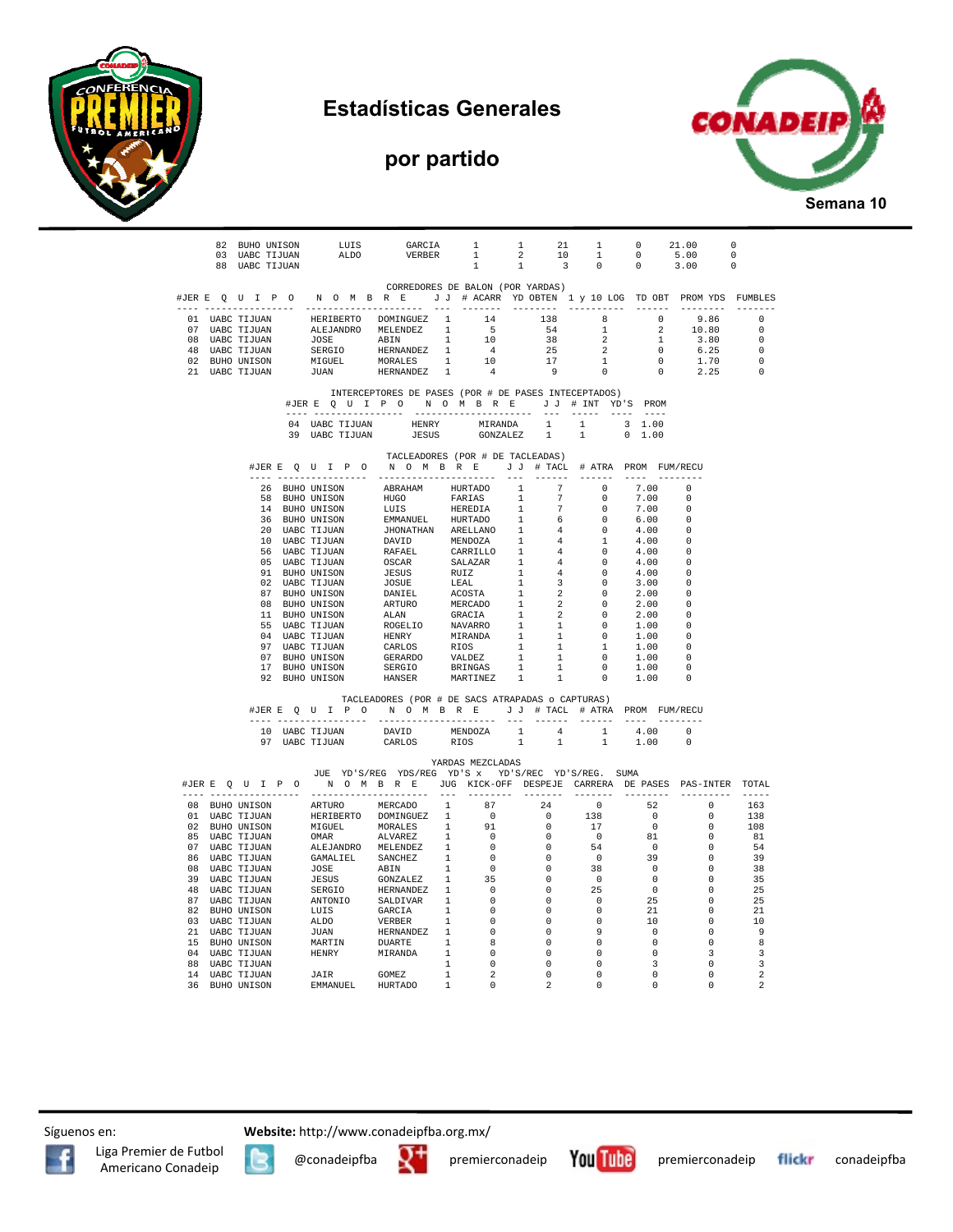# Estadísticas Generales

## por partido

**Semana 10**

| | | | | | | | | | | | |
|---|---|---|---|---|---|---|---|---|---|---|---|
| 82 | BUHO UNISON | LUIS | GARCIA | 1 | 1 | 21 | 1 | 0 | 21.00 | 0 |
| 03 | UABC TIJUAN | ALDO | VERBER | 1 | 2 | 10 | 1 | 0 | 5.00 | 0 |
| 88 | UABC TIJUAN | | | 1 | 1 | 3 | 0 | 0 | 3.00 | 0 |

CORREDORES DE BALON (POR YARDAS)

| #JER | E Q U I P O | N O M B R E | | J J | # ACARR | YD OBTEN | 1 y 10 LOG | TD OBT | PROM YDS | FUMBLES |
|---|---|---|---|---|---|---|---|---|---|---|
| 01 | UABC TIJUAN | HERIBERTO | DOMINGUEZ | 1 | 14 | 138 | 8 | 0 | 9.86 | 0 |
| 07 | UABC TIJUAN | ALEJANDRO | MELENDEZ | 1 | 5 | 54 | 1 | 2 | 10.80 | 0 |
| 08 | UABC TIJUAN | JOSE | ABIN | 1 | 10 | 38 | 2 | 1 | 3.80 | 0 |
| 48 | UABC TIJUAN | SERGIO | HERNANDEZ | 1 | 4 | 25 | 2 | 0 | 6.25 | 0 |
| 02 | BUHO UNISON | MIGUEL | MORALES | 1 | 10 | 17 | 1 | 0 | 1.70 | 0 |
| 21 | UABC TIJUAN | JUAN | HERNANDEZ | 1 | 4 | 9 | 0 | 0 | 2.25 | 0 |

INTERCEPTORES DE PASES (POR # DE PASES INTECEPTADOS)

| #JER | E Q U I P O | N O M B R E | | J J | # INT | YD'S | PROM |
|---|---|---|---|---|---|---|---|
| 04 | UABC TIJUAN | HENRY | MIRANDA | 1 | 1 | 3 | 1.00 |
| 39 | UABC TIJUAN | JESUS | GONZALEZ | 1 | 1 | 0 | 1.00 |

TACLEADORES (POR # DE TACLEADAS)

| #JER | E Q U I P O | N O M B R E | | J J | # TACL | # ATRA | PROM | FUM/RECU |
|---|---|---|---|---|---|---|---|---|
| 26 | BUHO UNISON | ABRAHAM | HURTADO | 1 | 7 | 0 | 7.00 | 0 |
| 58 | BUHO UNISON | HUGO | FARIAS | 1 | 7 | 0 | 7.00 | 0 |
| 14 | BUHO UNISON | LUIS | HEREDIA | 1 | 7 | 0 | 7.00 | 0 |
| 36 | BUHO UNISON | EMMANUEL | HURTADO | 1 | 6 | 0 | 6.00 | 0 |
| 20 | UABC TIJUAN | JHONATHAN | ARELLANO | 1 | 4 | 0 | 4.00 | 0 |
| 10 | UABC TIJUAN | DAVID | MENDOZA | 1 | 4 | 1 | 4.00 | 0 |
| 56 | UABC TIJUAN | RAFAEL | CARRILLO | 1 | 4 | 0 | 4.00 | 0 |
| 05 | UABC TIJUAN | OSCAR | SALAZAR | 1 | 4 | 0 | 4.00 | 0 |
| 91 | BUHO UNISON | JESUS | RUIZ | 1 | 4 | 0 | 4.00 | 0 |
| 02 | UABC TIJUAN | JOSUE | LEAL | 1 | 3 | 0 | 3.00 | 0 |
| 87 | BUHO UNISON | DANIEL | ACOSTA | 1 | 2 | 0 | 2.00 | 0 |
| 08 | BUHO UNISON | ARTURO | MERCADO | 1 | 2 | 0 | 2.00 | 0 |
| 11 | BUHO UNISON | ALAN | GRACIA | 1 | 2 | 0 | 2.00 | 0 |
| 55 | UABC TIJUAN | ROGELIO | NAVARRO | 1 | 1 | 0 | 1.00 | 0 |
| 04 | UABC TIJUAN | HENRY | MIRANDA | 1 | 1 | 0 | 1.00 | 0 |
| 97 | UABC TIJUAN | CARLOS | RIOS | 1 | 1 | 1 | 1.00 | 0 |
| 07 | BUHO UNISON | GERARDO | VALDEZ | 1 | 1 | 0 | 1.00 | 0 |
| 17 | BUHO UNISON | SERGIO | BRINGAS | 1 | 1 | 0 | 1.00 | 0 |
| 92 | BUHO UNISON | HANSER | MARTINEZ | 1 | 1 | 0 | 1.00 | 0 |

TACLEADORES (POR # DE SACS ATRAPADAS o CAPTURAS)

| #JER | E Q U I P O | N O M B R E | | J J | # TACL | # ATRA | PROM | FUM/RECU |
|---|---|---|---|---|---|---|---|---|
| 10 | UABC TIJUAN | DAVID | MENDOZA | 1 | 4 | 1 | 4.00 | 0 |
| 97 | UABC TIJUAN | CARLOS | RIOS | 1 | 1 | 1 | 1.00 | 0 |

YARDAS MEZCLADAS

| #JER | E Q U I P O | N O M B R E | | JUE JUG | YD'S/REG KICK-OFF | YDS/REG DESPEJE | YD'S x CARRERA | YD'S/REC DE PASES | YD'S/REG. PAS-INTER | SUMA TOTAL |
|---|---|---|---|---|---|---|---|---|---|---|
| 08 | BUHO UNISON | ARTURO | MERCADO | 1 | 87 | 24 | 0 | 52 | 0 | 163 |
| 01 | UABC TIJUAN | HERIBERTO | DOMINGUEZ | 1 | 0 | 0 | 138 | 0 | 0 | 138 |
| 02 | BUHO UNISON | MIGUEL | MORALES | 1 | 91 | 0 | 17 | 0 | 0 | 108 |
| 85 | UABC TIJUAN | OMAR | ALVAREZ | 1 | 0 | 0 | 0 | 81 | 0 | 81 |
| 07 | UABC TIJUAN | ALEJANDRO | MELENDEZ | 1 | 0 | 0 | 54 | 0 | 0 | 54 |
| 86 | UABC TIJUAN | GAMALIEL | SANCHEZ | 1 | 0 | 0 | 0 | 39 | 0 | 39 |
| 08 | UABC TIJUAN | JOSE | ABIN | 1 | 0 | 0 | 38 | 0 | 0 | 38 |
| 39 | UABC TIJUAN | JESUS | GONZALEZ | 1 | 35 | 0 | 0 | 0 | 0 | 35 |
| 48 | UABC TIJUAN | SERGIO | HERNANDEZ | 1 | 0 | 0 | 25 | 0 | 0 | 25 |
| 87 | UABC TIJUAN | ANTONIO | SALDIVAR | 1 | 0 | 0 | 0 | 25 | 0 | 25 |
| 82 | BUHO UNISON | LUIS | GARCIA | 1 | 0 | 0 | 0 | 21 | 0 | 21 |
| 03 | UABC TIJUAN | ALDO | VERBER | 1 | 0 | 0 | 0 | 10 | 0 | 10 |
| 21 | UABC TIJUAN | JUAN | HERNANDEZ | 1 | 0 | 0 | 9 | 0 | 0 | 9 |
| 15 | BUHO UNISON | MARTIN | DUARTE | 1 | 8 | 0 | 0 | 0 | 0 | 8 |
| 04 | UABC TIJUAN | HENRY | MIRANDA | 1 | 0 | 0 | 0 | 0 | 3 | 3 |
| 88 | UABC TIJUAN | | | 1 | 0 | 0 | 0 | 3 | 0 | 3 |
| 14 | UABC TIJUAN | JAIR | GOMEZ | 1 | 2 | 0 | 0 | 0 | 0 | 2 |
| 36 | BUHO UNISON | EMMANUEL | HURTADO | 1 | 0 | 2 | 0 | 0 | 0 | 2 |

Síguenos en: **Website:** http://www.conadeipfba.org.mx/

Liga Premier de Futbol Americano Conadeip | @conadeipfba | premierconadeip | premierconadeip | conadeipfba